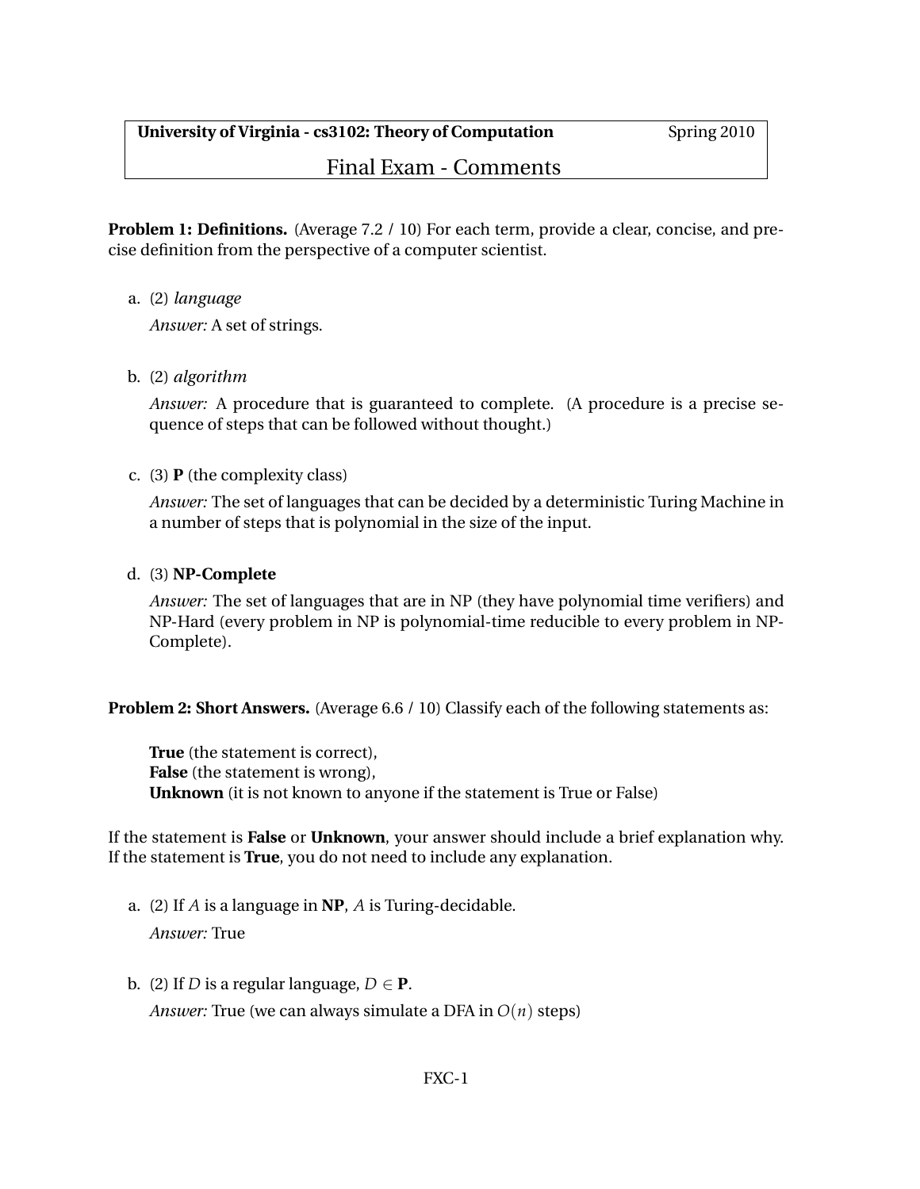**University of Virginia - cs3102: Theory of Computation** Spring 2010

# Final Exam - Comments

**Problem 1: Definitions.** (Average 7.2 / 10) For each term, provide a clear, concise, and precise definition from the perspective of a computer scientist.

a. (2) *language*

   *Answer:* A set of strings.

b. (2) *algorithm*

   *Answer:* A procedure that is guaranteed to complete. (A procedure is a precise sequence of steps that can be followed without thought.)

c. (3) **P** (the complexity class)

   *Answer:* The set of languages that can be decided by a deterministic Turing Machine in a number of steps that is polynomial in the size of the input.

d. (3) **NP-Complete**

   *Answer:* The set of languages that are in NP (they have polynomial time verifiers) and NP-Hard (every problem in NP is polynomial-time reducible to every problem in NP-Complete).

**Problem 2: Short Answers.** (Average 6.6 / 10) Classify each of the following statements as:

> **True** (the statement is correct),
> **False** (the statement is wrong),
> **Unknown** (it is not known to anyone if the statement is True or False)

If the statement is **False** or **Unknown**, your answer should include a brief explanation why. If the statement is **True**, you do not need to include any explanation.

a. (2) If $A$ is a language in **NP**, $A$ is Turing-decidable.

   *Answer:* True

b. (2) If $D$ is a regular language, $D \in$ **P**.

   *Answer:* True (we can always simulate a DFA in $O(n)$ steps)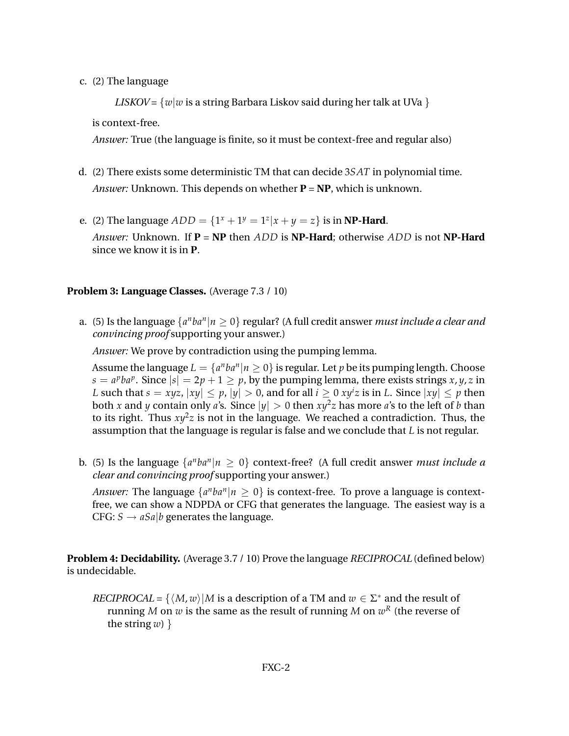c. (2) The language

   *LISKOV* = $\{w | w$ is a string Barbara Liskov said during her talk at UVa $\}$

   is context-free.

   *Answer:* True (the language is finite, so it must be context-free and regular also)

d. (2) There exists some deterministic TM that can decide $3SAT$ in polynomial time.

   *Answer:* Unknown. This depends on whether **P** = **NP**, which is unknown.

e. (2) The language $ADD = \{1^x + 1^y = 1^z | x + y = z\}$ is in **NP-Hard**.

   *Answer:* Unknown. If **P** = **NP** then $ADD$ is **NP-Hard**; otherwise $ADD$ is not **NP-Hard** since we know it is in **P**.

**Problem 3: Language Classes.** (Average 7.3 / 10)

a. (5) Is the language $\{a^n b a^n | n \geq 0\}$ regular? (A full credit answer *must include a clear and convincing proof* supporting your answer.)

   *Answer:* We prove by contradiction using the pumping lemma.

   Assume the language $L = \{a^n b a^n | n \geq 0\}$ is regular. Let $p$ be its pumping length. Choose $s = a^p b a^p$. Since $|s| = 2p + 1 \geq p$, by the pumping lemma, there exists strings $x, y, z$ in $L$ such that $s = xyz$, $|xy| \leq p$, $|y| > 0$, and for all $i \geq 0$ $xy^iz$ is in $L$. Since $|xy| \leq p$ then both $x$ and $y$ contain only $a$'s. Since $|y| > 0$ then $xy^2z$ has more $a$'s to the left of $b$ than to its right. Thus $xy^2z$ is not in the language. We reached a contradiction. Thus, the assumption that the language is regular is false and we conclude that $L$ is not regular.

b. (5) Is the language $\{a^n b a^n | n \geq 0\}$ context-free? (A full credit answer *must include a clear and convincing proof* supporting your answer.)

   *Answer:* The language $\{a^n b a^n | n \geq 0\}$ is context-free. To prove a language is context-free, we can show a NDPDA or CFG that generates the language. The easiest way is a CFG: $S \rightarrow aSa | b$ generates the language.

**Problem 4: Decidability.** (Average 3.7 / 10) Prove the language *RECIPROCAL* (defined below) is undecidable.

*RECIPROCAL* = $\{\langle M, w \rangle | M$ is a description of a TM and $w \in \Sigma^*$ and the result of running $M$ on $w$ is the same as the result of running $M$ on $w^R$ (the reverse of the string $w$) $\}$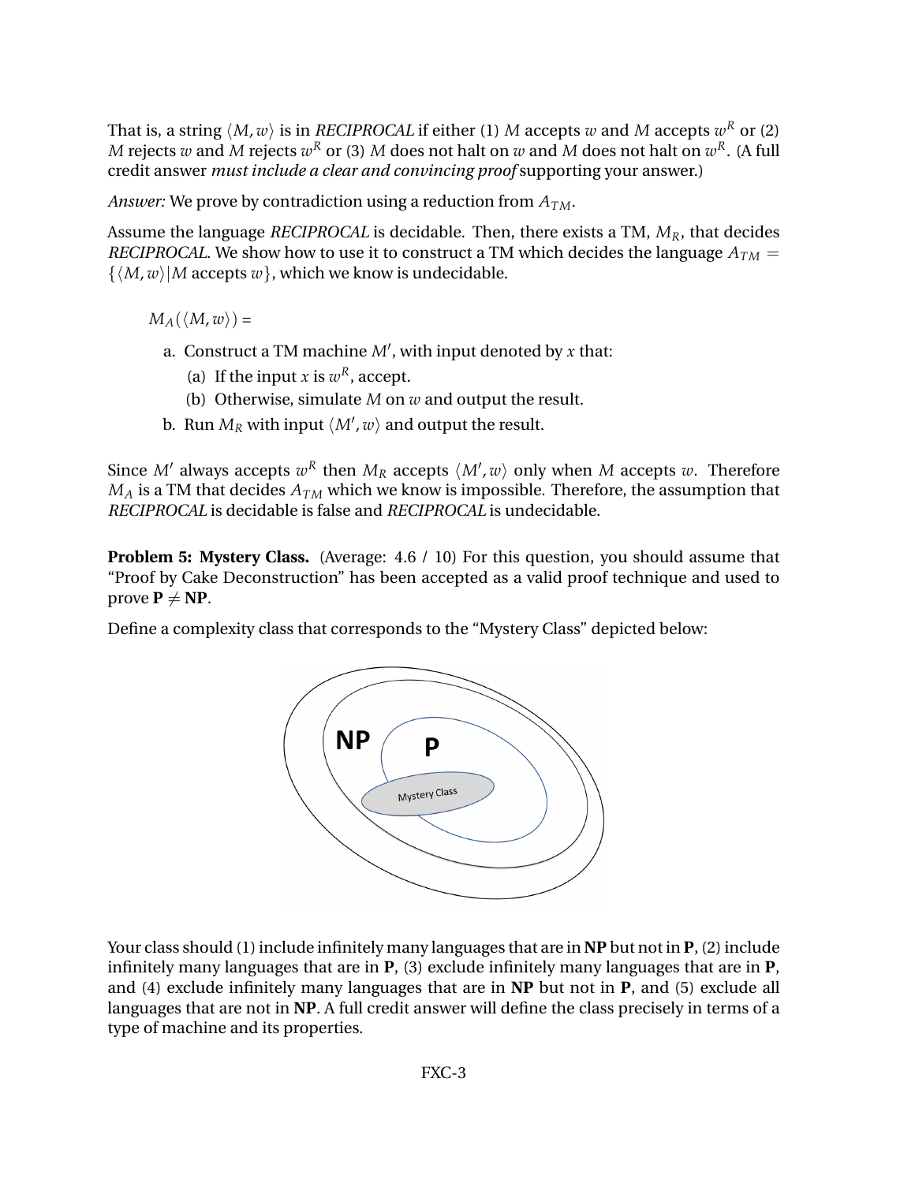That is, a string $\langle M, w\rangle$ is in *RECIPROCAL* if either (1) $M$ accepts $w$ and $M$ accepts $w^R$ or (2) $M$ rejects $w$ and $M$ rejects $w^R$ or (3) $M$ does not halt on $w$ and $M$ does not halt on $w^R$. (A full credit answer *must include a clear and convincing proof* supporting your answer.)

*Answer:* We prove by contradiction using a reduction from $A_{TM}$.

Assume the language *RECIPROCAL* is decidable. Then, there exists a TM, $M_R$, that decides *RECIPROCAL*. We show how to use it to construct a TM which decides the language $A_{TM} = \{\langle M, w\rangle | M \text{ accepts } w\}$, which we know is undecidable.

$M_A(\langle M, w\rangle)$ =

a. Construct a TM machine $M'$, with input denoted by $x$ that:
   (a) If the input $x$ is $w^R$, accept.
   (b) Otherwise, simulate $M$ on $w$ and output the result.
b. Run $M_R$ with input $\langle M', w\rangle$ and output the result.

Since $M'$ always accepts $w^R$ then $M_R$ accepts $\langle M', w\rangle$ only when $M$ accepts $w$. Therefore $M_A$ is a TM that decides $A_{TM}$ which we know is impossible. Therefore, the assumption that *RECIPROCAL* is decidable is false and *RECIPROCAL* is undecidable.

**Problem 5: Mystery Class.** (Average: 4.6 / 10) For this question, you should assume that "Proof by Cake Deconstruction" has been accepted as a valid proof technique and used to prove $\mathbf{P} \neq \mathbf{NP}$.

Define a complexity class that corresponds to the "Mystery Class" depicted below:

Your class should (1) include infinitely many languages that are in **NP** but not in **P**, (2) include infinitely many languages that are in **P**, (3) exclude infinitely many languages that are in **P**, and (4) exclude infinitely many languages that are in **NP** but not in **P**, and (5) exclude all languages that are not in **NP**. A full credit answer will define the class precisely in terms of a type of machine and its properties.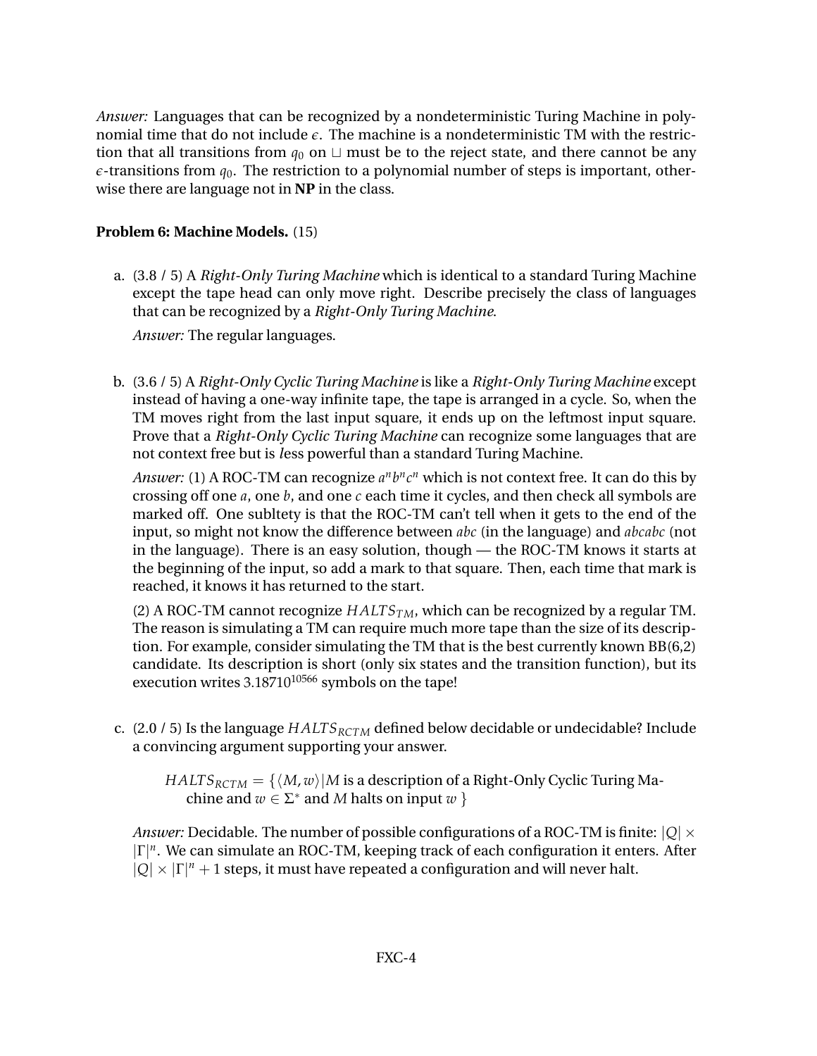*Answer:* Languages that can be recognized by a nondeterministic Turing Machine in polynomial time that do not include $\epsilon$. The machine is a nondeterministic TM with the restriction that all transitions from $q_0$ on $\sqcup$ must be to the reject state, and there cannot be any $\epsilon$-transitions from $q_0$. The restriction to a polynomial number of steps is important, otherwise there are language not in **NP** in the class.

**Problem 6: Machine Models.** (15)

a. (3.8 / 5) A *Right-Only Turing Machine* which is identical to a standard Turing Machine except the tape head can only move right. Describe precisely the class of languages that can be recognized by a *Right-Only Turing Machine.*

   *Answer:* The regular languages.

b. (3.6 / 5) A *Right-Only Cyclic Turing Machine* is like a *Right-Only Turing Machine* except instead of having a one-way infinite tape, the tape is arranged in a cycle. So, when the TM moves right from the last input square, it ends up on the leftmost input square. Prove that a *Right-Only Cyclic Turing Machine* can recognize some languages that are not context free but is *l*ess powerful than a standard Turing Machine.

   *Answer:* (1) A ROC-TM can recognize $a^n b^n c^n$ which is not context free. It can do this by crossing off one $a$, one $b$, and one $c$ each time it cycles, and then check all symbols are marked off. One subltety is that the ROC-TM can't tell when it gets to the end of the input, so might not know the difference between $abc$ (in the language) and $abcabc$ (not in the language). There is an easy solution, though — the ROC-TM knows it starts at the beginning of the input, so add a mark to that square. Then, each time that mark is reached, it knows it has returned to the start.

   (2) A ROC-TM cannot recognize $HALTS_{TM}$, which can be recognized by a regular TM. The reason is simulating a TM can require much more tape than the size of its description. For example, consider simulating the TM that is the best currently known BB(6,2) candidate. Its description is short (only six states and the transition function), but its execution writes $3.18710^{10566}$ symbols on the tape!

c. (2.0 / 5) Is the language $HALTS_{RCTM}$ defined below decidable or undecidable? Include a convincing argument supporting your answer.

   $HALTS_{RCTM} = \{\langle M, w\rangle | M$ is a description of a Right-Only Cyclic Turing Machine and $w \in \Sigma^*$ and $M$ halts on input $w$ $\}$

   *Answer:* Decidable. The number of possible configurations of a ROC-TM is finite: $|Q| \times |\Gamma|^n$. We can simulate an ROC-TM, keeping track of each configuration it enters. After $|Q| \times |\Gamma|^n + 1$ steps, it must have repeated a configuration and will never halt.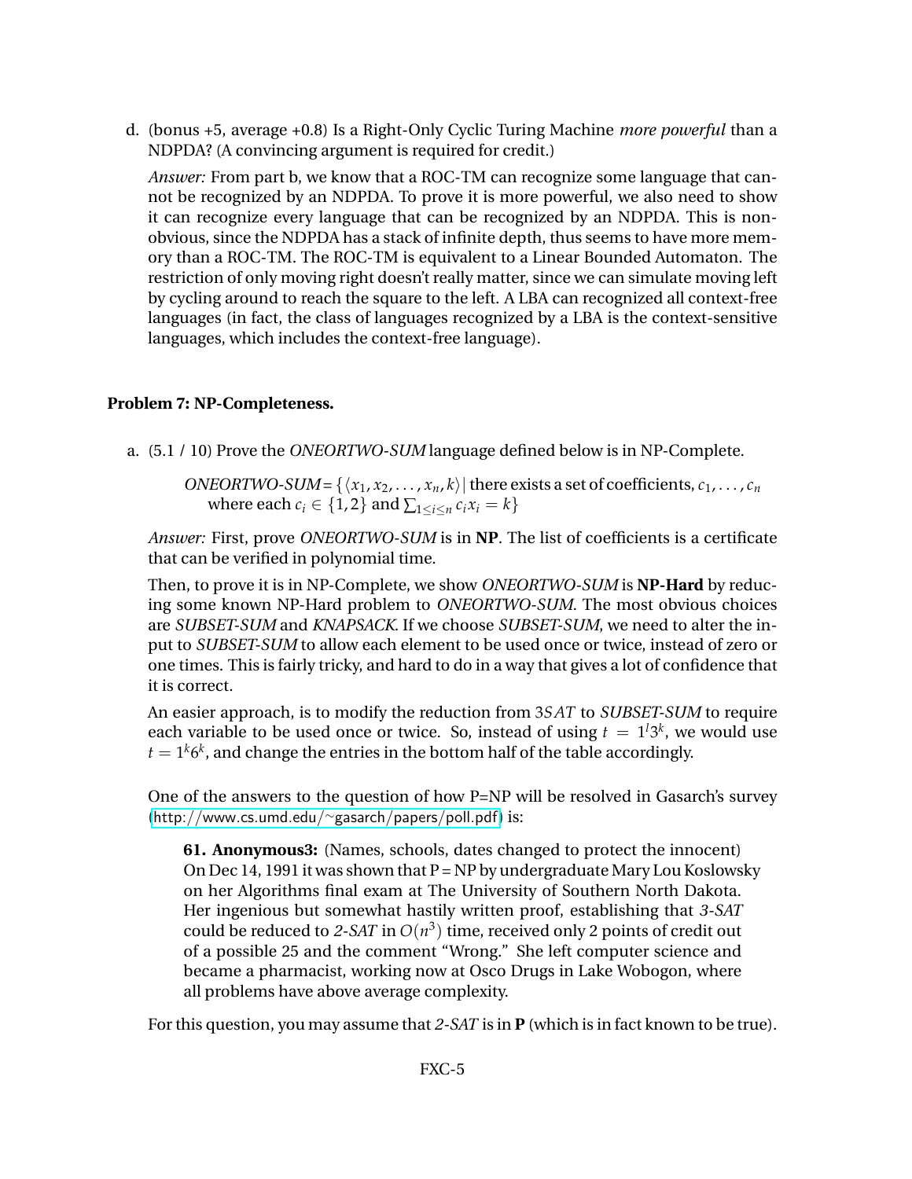d. (bonus +5, average +0.8) Is a Right-Only Cyclic Turing Machine *more powerful* than a NDPDA? (A convincing argument is required for credit.)

*Answer:* From part b, we know that a ROC-TM can recognize some language that cannot be recognized by an NDPDA. To prove it is more powerful, we also need to show it can recognize every language that can be recognized by an NDPDA. This is non-obvious, since the NDPDA has a stack of infinite depth, thus seems to have more memory than a ROC-TM. The ROC-TM is equivalent to a Linear Bounded Automaton. The restriction of only moving right doesn't really matter, since we can simulate moving left by cycling around to reach the square to the left. A LBA can recognized all context-free languages (in fact, the class of languages recognized by a LBA is the context-sensitive languages, which includes the context-free language).

**Problem 7: NP-Completeness.**

a. (5.1 / 10) Prove the *ONEORTWO-SUM* language defined below is in NP-Complete.

> *ONEORTWO-SUM* = $\{\langle x_1, x_2, \ldots, x_n, k\rangle \mid$ there exists a set of coefficients, $c_1, \ldots, c_n$ where each $c_i \in \{1, 2\}$ and $\sum_{1 \le i \le n} c_i x_i = k\}$

*Answer:* First, prove *ONEORTWO-SUM* is in **NP**. The list of coefficients is a certificate that can be verified in polynomial time.

Then, to prove it is in NP-Complete, we show *ONEORTWO-SUM* is **NP-Hard** by reducing some known NP-Hard problem to *ONEORTWO-SUM*. The most obvious choices are *SUBSET-SUM* and *KNAPSACK*. If we choose *SUBSET-SUM*, we need to alter the input to *SUBSET-SUM* to allow each element to be used once or twice, instead of zero or one times. This is fairly tricky, and hard to do in a way that gives a lot of confidence that it is correct.

An easier approach, is to modify the reduction from $3SAT$ to *SUBSET-SUM* to require each variable to be used once or twice. So, instead of using $t = 1^l 3^k$, we would use $t = 1^k 6^k$, and change the entries in the bottom half of the table accordingly.

One of the answers to the question of how P=NP will be resolved in Gasarch's survey (http://www.cs.umd.edu/~gasarch/papers/poll.pdf) is:

> **61. Anonymous3:** (Names, schools, dates changed to protect the innocent) On Dec 14, 1991 it was shown that P = NP by undergraduate Mary Lou Koslowsky on her Algorithms final exam at The University of Southern North Dakota. Her ingenious but somewhat hastily written proof, establishing that *3-SAT* could be reduced to *2-SAT* in $O(n^3)$ time, received only 2 points of credit out of a possible 25 and the comment "Wrong." She left computer science and became a pharmacist, working now at Osco Drugs in Lake Wobogon, where all problems have above average complexity.

For this question, you may assume that *2-SAT* is in **P** (which is in fact known to be true).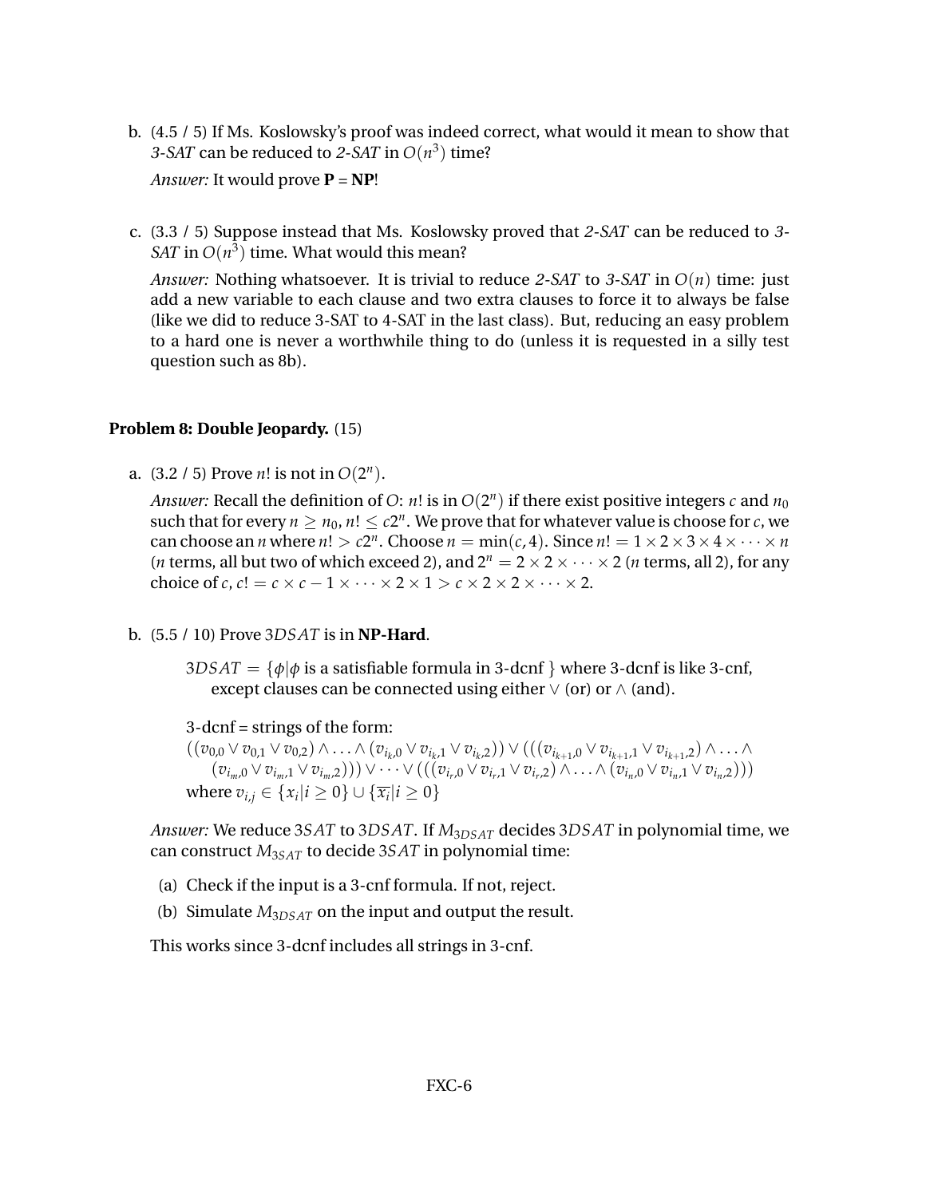b. (4.5 / 5) If Ms. Koslowsky's proof was indeed correct, what would it mean to show that *3-SAT* can be reduced to *2-SAT* in $O(n^3)$ time?

   *Answer:* It would prove **P** = **NP**!

c. (3.3 / 5) Suppose instead that Ms. Koslowsky proved that *2-SAT* can be reduced to *3-SAT* in $O(n^3)$ time. What would this mean?

   *Answer:* Nothing whatsoever. It is trivial to reduce *2-SAT* to *3-SAT* in $O(n)$ time: just add a new variable to each clause and two extra clauses to force it to always be false (like we did to reduce 3-SAT to 4-SAT in the last class). But, reducing an easy problem to a hard one is never a worthwhile thing to do (unless it is requested in a silly test question such as 8b).

**Problem 8: Double Jeopardy.** (15)

a. (3.2 / 5) Prove $n!$ is not in $O(2^n)$.

   *Answer:* Recall the definition of $O$: $n!$ is in $O(2^n)$ if there exist positive integers $c$ and $n_0$ such that for every $n \geq n_0$, $n! \leq c2^n$. We prove that for whatever value is choose for $c$, we can choose an $n$ where $n! > c2^n$. Choose $n = \min(c, 4)$. Since $n! = 1 \times 2 \times 3 \times 4 \times \cdots \times n$ ($n$ terms, all but two of which exceed 2), and $2^n = 2 \times 2 \times \cdots \times 2$ ($n$ terms, all 2), for any choice of $c$, $c! = c \times c - 1 \times \cdots \times 2 \times 1 > c \times 2 \times 2 \times \cdots \times 2$.

b. (5.5 / 10) Prove $3DSAT$ is in **NP-Hard**.

   $3DSAT = \{\phi | \phi$ is a satisfiable formula in 3-dcnf $\}$ where 3-dcnf is like 3-cnf, except clauses can be connected using either $\vee$ (or) or $\wedge$ (and).

   3-dcnf = strings of the form:
   $((v_{0,0} \vee v_{0,1} \vee v_{0,2}) \wedge \ldots \wedge (v_{i_k,0} \vee v_{i_k,1} \vee v_{i_k,2})) \vee (((v_{i_{k+1},0} \vee v_{i_{k+1},1} \vee v_{i_{k+1},2}) \wedge \ldots \wedge (v_{i_m,0} \vee v_{i_m,1} \vee v_{i_m,2}))) \vee \cdots \vee (((v_{i_r,0} \vee v_{i_r,1} \vee v_{i_r,2}) \wedge \ldots \wedge (v_{i_n,0} \vee v_{i_n,1} \vee v_{i_n,2})))$
   where $v_{i,j} \in \{x_i | i \geq 0\} \cup \{\overline{x_i} | i \geq 0\}$

   *Answer:* We reduce $3SAT$ to $3DSAT$. If $M_{3DSAT}$ decides $3DSAT$ in polynomial time, we can construct $M_{3SAT}$ to decide $3SAT$ in polynomial time:

   (a) Check if the input is a 3-cnf formula. If not, reject.
   (b) Simulate $M_{3DSAT}$ on the input and output the result.

   This works since 3-dcnf includes all strings in 3-cnf.